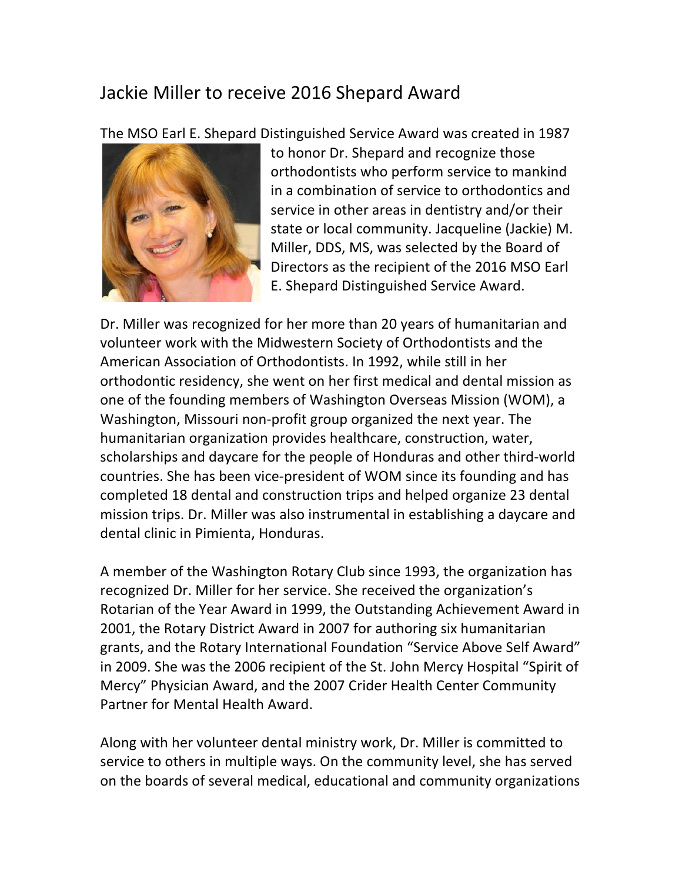# Jackie Miller to receive 2016 Shepard Award

The MSO Earl E. Shepard Distinguished Service Award was created in 1987 to honor Dr. Shepard and recognize those orthodontists who perform service to mankind in a combination of service to orthodontics and service in other areas in dentistry and/or their state or local community. Jacqueline (Jackie) M. Miller, DDS, MS, was selected by the Board of Directors as the recipient of the 2016 MSO Earl E. Shepard Distinguished Service Award.

Dr. Miller was recognized for her more than 20 years of humanitarian and volunteer work with the Midwestern Society of Orthodontists and the American Association of Orthodontists. In 1992, while still in her orthodontic residency, she went on her first medical and dental mission as one of the founding members of Washington Overseas Mission (WOM), a Washington, Missouri non-profit group organized the next year. The humanitarian organization provides healthcare, construction, water, scholarships and daycare for the people of Honduras and other third-world countries. She has been vice-president of WOM since its founding and has completed 18 dental and construction trips and helped organize 23 dental mission trips. Dr. Miller was also instrumental in establishing a daycare and dental clinic in Pimienta, Honduras.

A member of the Washington Rotary Club since 1993, the organization has recognized Dr. Miller for her service. She received the organization's Rotarian of the Year Award in 1999, the Outstanding Achievement Award in 2001, the Rotary District Award in 2007 for authoring six humanitarian grants, and the Rotary International Foundation "Service Above Self Award" in 2009. She was the 2006 recipient of the St. John Mercy Hospital "Spirit of Mercy" Physician Award, and the 2007 Crider Health Center Community Partner for Mental Health Award.

Along with her volunteer dental ministry work, Dr. Miller is committed to service to others in multiple ways. On the community level, she has served on the boards of several medical, educational and community organizations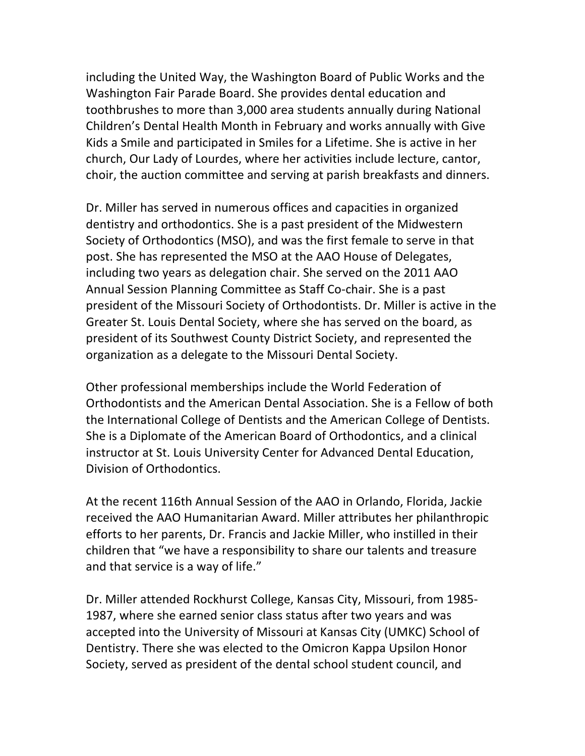including the United Way, the Washington Board of Public Works and the Washington Fair Parade Board. She provides dental education and toothbrushes to more than 3,000 area students annually during National Children's Dental Health Month in February and works annually with Give Kids a Smile and participated in Smiles for a Lifetime. She is active in her church, Our Lady of Lourdes, where her activities include lecture, cantor, choir, the auction committee and serving at parish breakfasts and dinners.

Dr. Miller has served in numerous offices and capacities in organized dentistry and orthodontics. She is a past president of the Midwestern Society of Orthodontics (MSO), and was the first female to serve in that post. She has represented the MSO at the AAO House of Delegates, including two years as delegation chair. She served on the 2011 AAO Annual Session Planning Committee as Staff Co-chair. She is a past president of the Missouri Society of Orthodontists. Dr. Miller is active in the Greater St. Louis Dental Society, where she has served on the board, as president of its Southwest County District Society, and represented the organization as a delegate to the Missouri Dental Society.

Other professional memberships include the World Federation of Orthodontists and the American Dental Association. She is a Fellow of both the International College of Dentists and the American College of Dentists. She is a Diplomate of the American Board of Orthodontics, and a clinical instructor at St. Louis University Center for Advanced Dental Education, Division of Orthodontics.

At the recent 116th Annual Session of the AAO in Orlando, Florida, Jackie received the AAO Humanitarian Award. Miller attributes her philanthropic efforts to her parents, Dr. Francis and Jackie Miller, who instilled in their children that "we have a responsibility to share our talents and treasure and that service is a way of life."

Dr. Miller attended Rockhurst College, Kansas City, Missouri, from 1985-1987, where she earned senior class status after two years and was accepted into the University of Missouri at Kansas City (UMKC) School of Dentistry. There she was elected to the Omicron Kappa Upsilon Honor Society, served as president of the dental school student council, and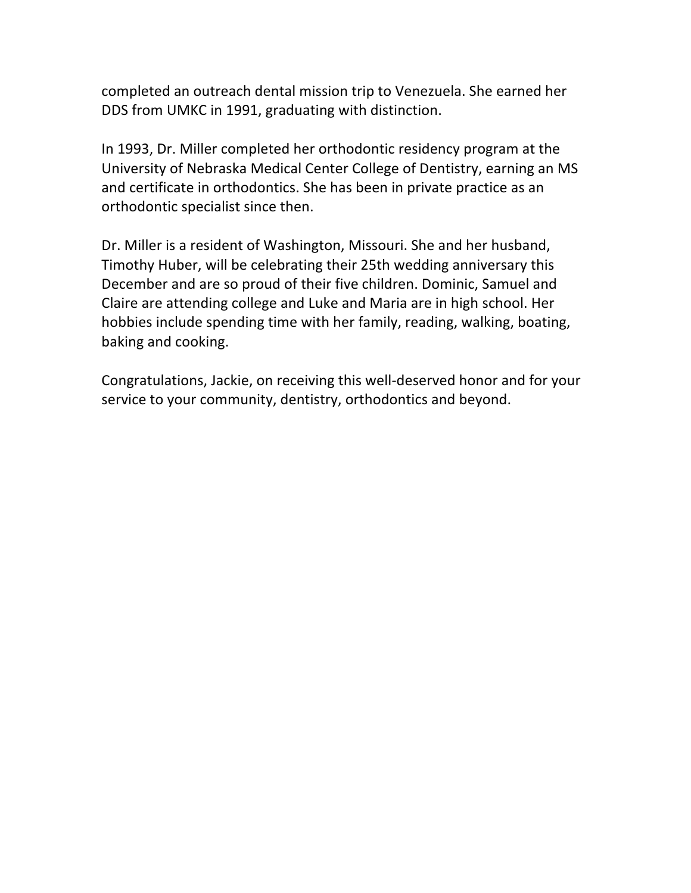completed an outreach dental mission trip to Venezuela. She earned her DDS from UMKC in 1991, graduating with distinction.

In 1993, Dr. Miller completed her orthodontic residency program at the University of Nebraska Medical Center College of Dentistry, earning an MS and certificate in orthodontics. She has been in private practice as an orthodontic specialist since then.

Dr. Miller is a resident of Washington, Missouri. She and her husband, Timothy Huber, will be celebrating their 25th wedding anniversary this December and are so proud of their five children. Dominic, Samuel and Claire are attending college and Luke and Maria are in high school. Her hobbies include spending time with her family, reading, walking, boating, baking and cooking.

Congratulations, Jackie, on receiving this well-deserved honor and for your service to your community, dentistry, orthodontics and beyond.